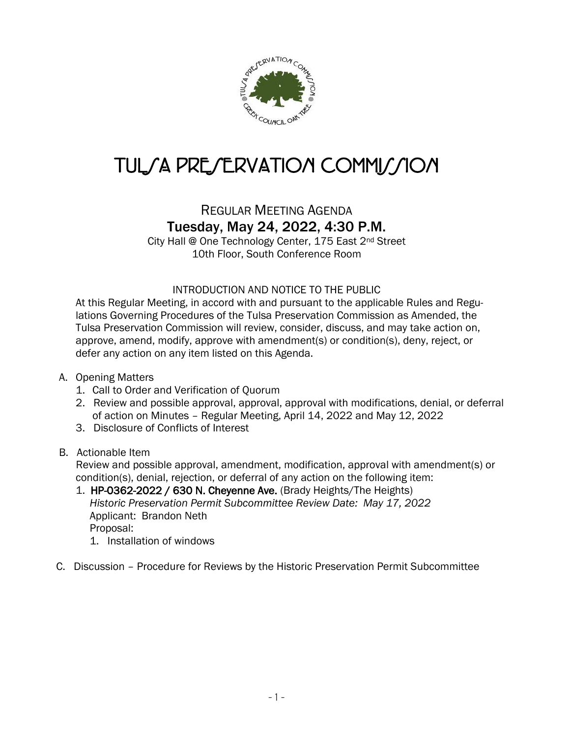# TULSA PRESERVATION COMMISSION

## REGULAR MEETING AGENDA

### Tuesday, May 24, 2022, 4:30 P.M.

City Hall @ One Technology Center, 175 East 2nd Street
10th Floor, South Conference Room

INTRODUCTION AND NOTICE TO THE PUBLIC

At this Regular Meeting, in accord with and pursuant to the applicable Rules and Regulations Governing Procedures of the Tulsa Preservation Commission as Amended, the Tulsa Preservation Commission will review, consider, discuss, and may take action on, approve, amend, modify, approve with amendment(s) or condition(s), deny, reject, or defer any action on any item listed on this Agenda.

A. Opening Matters
   1. Call to Order and Verification of Quorum
   2. Review and possible approval, approval, approval with modifications, denial, or deferral of action on Minutes – Regular Meeting, April 14, 2022 and May 12, 2022
   3. Disclosure of Conflicts of Interest

B. Actionable Item
   Review and possible approval, amendment, modification, approval with amendment(s) or condition(s), denial, rejection, or deferral of any action on the following item:
   1. **HP-0362-2022 / 630 N. Cheyenne Ave.** (Brady Heights/The Heights)
      *Historic Preservation Permit Subcommittee Review Date: May 17, 2022*
      Applicant: Brandon Neth
      Proposal:
      1. Installation of windows

C. Discussion – Procedure for Reviews by the Historic Preservation Permit Subcommittee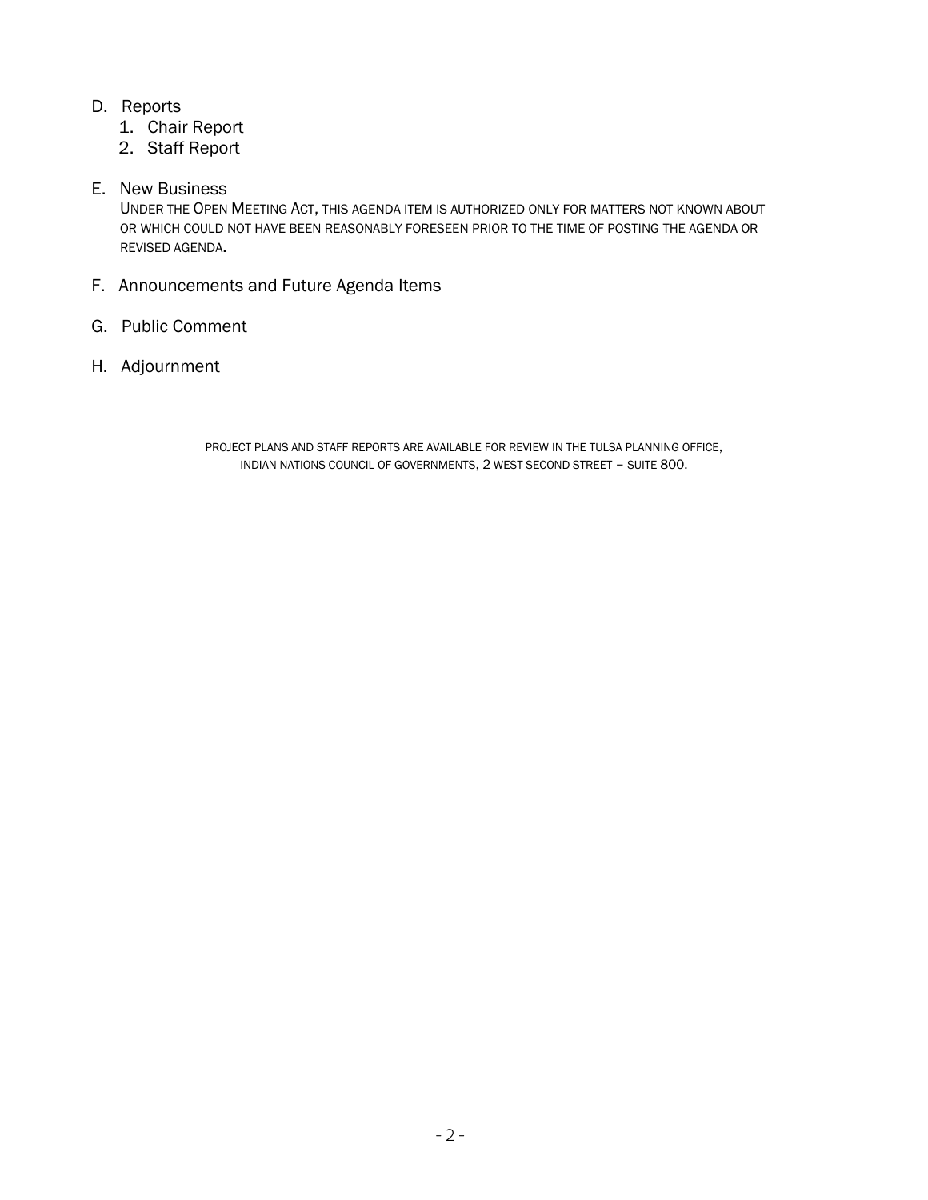D. Reports
   1. Chair Report
   2. Staff Report

E. New Business
   UNDER THE OPEN MEETING ACT, THIS AGENDA ITEM IS AUTHORIZED ONLY FOR MATTERS NOT KNOWN ABOUT OR WHICH COULD NOT HAVE BEEN REASONABLY FORESEEN PRIOR TO THE TIME OF POSTING THE AGENDA OR REVISED AGENDA.

F. Announcements and Future Agenda Items

G. Public Comment

H. Adjournment

PROJECT PLANS AND STAFF REPORTS ARE AVAILABLE FOR REVIEW IN THE TULSA PLANNING OFFICE, INDIAN NATIONS COUNCIL OF GOVERNMENTS, 2 WEST SECOND STREET – SUITE 800.